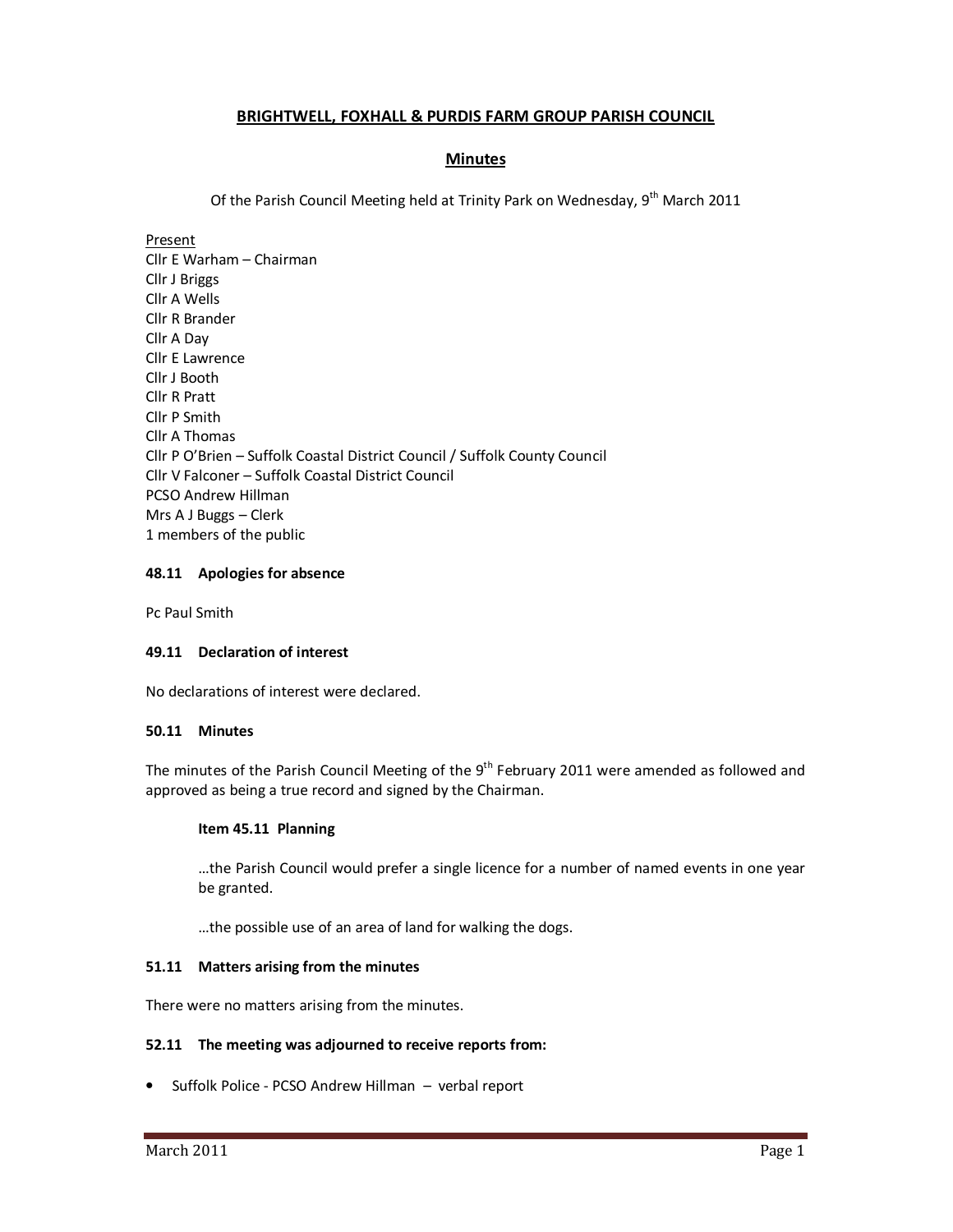# BRIGHTWELL, FOXHALL & PURDIS FARM GROUP PARISH COUNCIL

## Minutes

Of the Parish Council Meeting held at Trinity Park on Wednesday, 9th March 2011

Present
Cllr E Warham – Chairman
Cllr J Briggs
Cllr A Wells
Cllr R Brander
Cllr A Day
Cllr E Lawrence
Cllr J Booth
Cllr R Pratt
Cllr P Smith
Cllr A Thomas
Cllr P O'Brien – Suffolk Coastal District Council / Suffolk County Council
Cllr V Falconer – Suffolk Coastal District Council
PCSO Andrew Hillman
Mrs A J Buggs – Clerk
1 members of the public

### 48.11 Apologies for absence

Pc Paul Smith

### 49.11 Declaration of interest

No declarations of interest were declared.

### 50.11 Minutes

The minutes of the Parish Council Meeting of the 9th February 2011 were amended as followed and approved as being a true record and signed by the Chairman.

**Item 45.11 Planning**

…the Parish Council would prefer a single licence for a number of named events in one year be granted.

…the possible use of an area of land for walking the dogs.

### 51.11 Matters arising from the minutes

There were no matters arising from the minutes.

### 52.11 The meeting was adjourned to receive reports from:

- Suffolk Police - PCSO Andrew Hillman – verbal report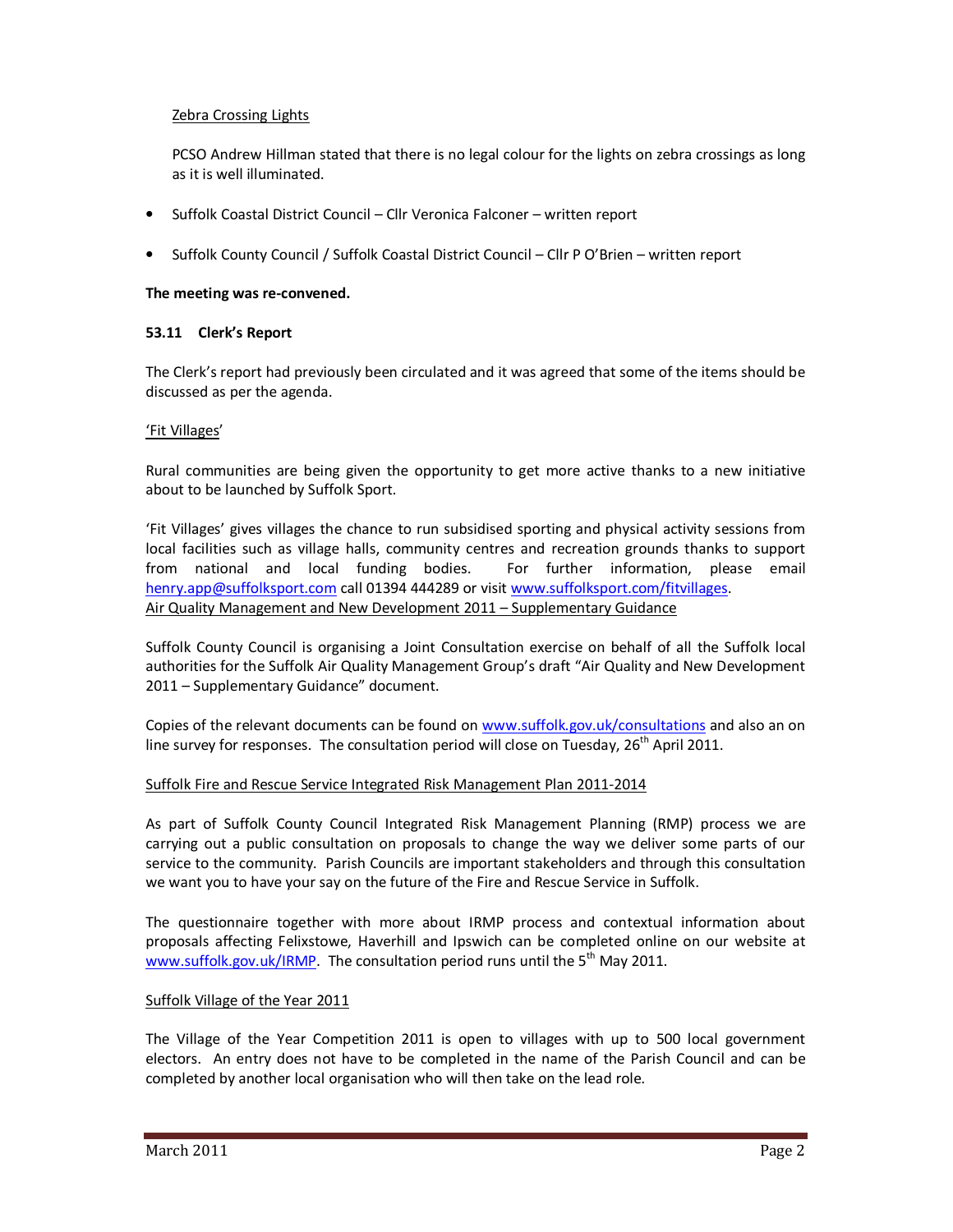Zebra Crossing Lights

PCSO Andrew Hillman stated that there is no legal colour for the lights on zebra crossings as long as it is well illuminated.

- Suffolk Coastal District Council – Cllr Veronica Falconer – written report
- Suffolk County Council / Suffolk Coastal District Council – Cllr P O'Brien – written report

**The meeting was re-convened.**

**53.11 Clerk's Report**

The Clerk's report had previously been circulated and it was agreed that some of the items should be discussed as per the agenda.

'Fit Villages'

Rural communities are being given the opportunity to get more active thanks to a new initiative about to be launched by Suffolk Sport.

'Fit Villages' gives villages the chance to run subsidised sporting and physical activity sessions from local facilities such as village halls, community centres and recreation grounds thanks to support from national and local funding bodies. For further information, please email henry.app@suffolksport.com call 01394 444289 or visit www.suffolksport.com/fitvillages.

Air Quality Management and New Development 2011 – Supplementary Guidance

Suffolk County Council is organising a Joint Consultation exercise on behalf of all the Suffolk local authorities for the Suffolk Air Quality Management Group's draft "Air Quality and New Development 2011 – Supplementary Guidance" document.

Copies of the relevant documents can be found on www.suffolk.gov.uk/consultations and also an on line survey for responses. The consultation period will close on Tuesday, 26th April 2011.

Suffolk Fire and Rescue Service Integrated Risk Management Plan 2011-2014

As part of Suffolk County Council Integrated Risk Management Planning (RMP) process we are carrying out a public consultation on proposals to change the way we deliver some parts of our service to the community. Parish Councils are important stakeholders and through this consultation we want you to have your say on the future of the Fire and Rescue Service in Suffolk.

The questionnaire together with more about IRMP process and contextual information about proposals affecting Felixstowe, Haverhill and Ipswich can be completed online on our website at www.suffolk.gov.uk/IRMP. The consultation period runs until the 5th May 2011.

Suffolk Village of the Year 2011

The Village of the Year Competition 2011 is open to villages with up to 500 local government electors. An entry does not have to be completed in the name of the Parish Council and can be completed by another local organisation who will then take on the lead role.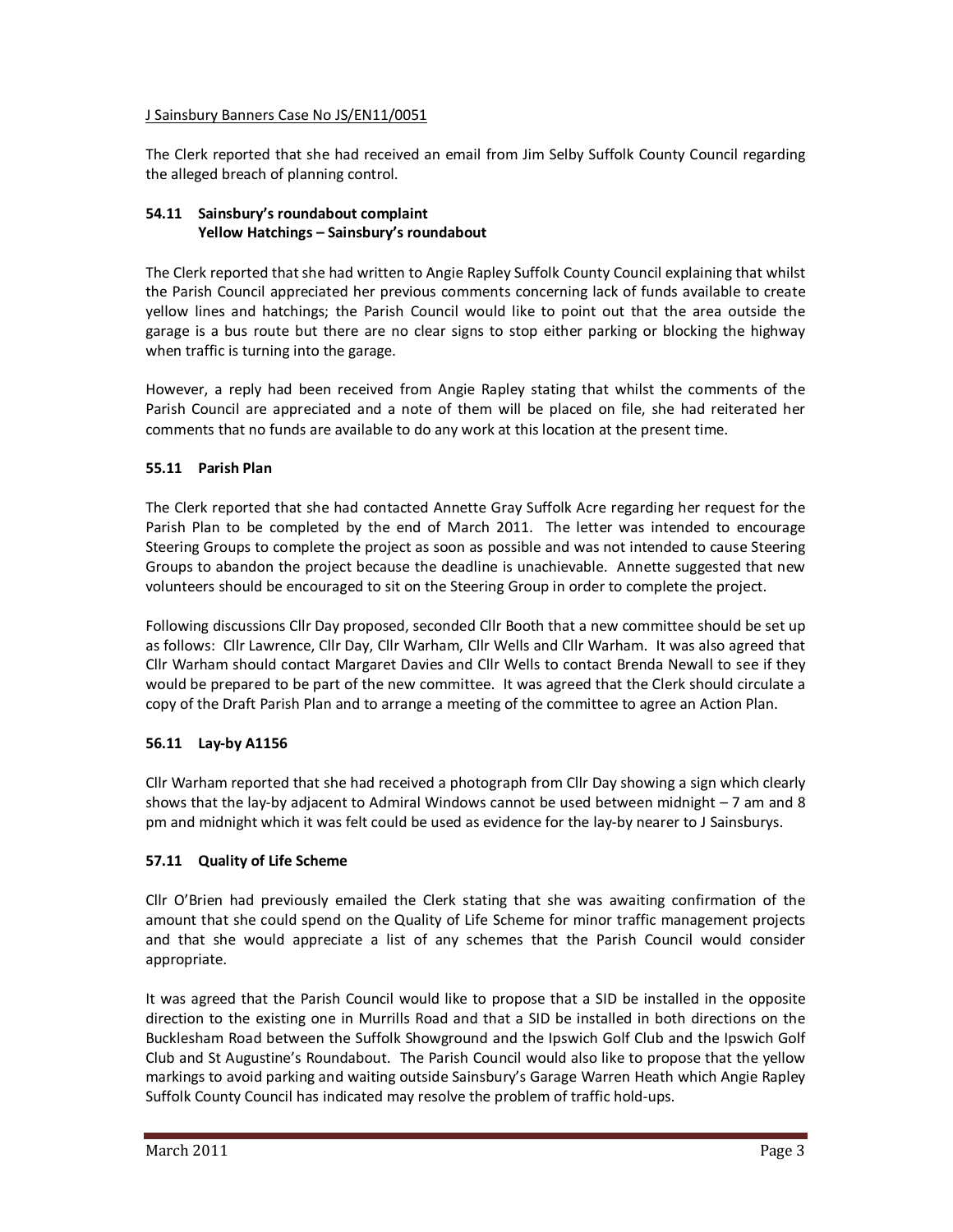J Sainsbury Banners Case No JS/EN11/0051

The Clerk reported that she had received an email from Jim Selby Suffolk County Council regarding the alleged breach of planning control.

### 54.11 Sainsbury's roundabout complaint
### Yellow Hatchings – Sainsbury's roundabout

The Clerk reported that she had written to Angie Rapley Suffolk County Council explaining that whilst the Parish Council appreciated her previous comments concerning lack of funds available to create yellow lines and hatchings; the Parish Council would like to point out that the area outside the garage is a bus route but there are no clear signs to stop either parking or blocking the highway when traffic is turning into the garage.

However, a reply had been received from Angie Rapley stating that whilst the comments of the Parish Council are appreciated and a note of them will be placed on file, she had reiterated her comments that no funds are available to do any work at this location at the present time.

### 55.11 Parish Plan

The Clerk reported that she had contacted Annette Gray Suffolk Acre regarding her request for the Parish Plan to be completed by the end of March 2011. The letter was intended to encourage Steering Groups to complete the project as soon as possible and was not intended to cause Steering Groups to abandon the project because the deadline is unachievable. Annette suggested that new volunteers should be encouraged to sit on the Steering Group in order to complete the project.

Following discussions Cllr Day proposed, seconded Cllr Booth that a new committee should be set up as follows: Cllr Lawrence, Cllr Day, Cllr Warham, Cllr Wells and Cllr Warham. It was also agreed that Cllr Warham should contact Margaret Davies and Cllr Wells to contact Brenda Newall to see if they would be prepared to be part of the new committee. It was agreed that the Clerk should circulate a copy of the Draft Parish Plan and to arrange a meeting of the committee to agree an Action Plan.

### 56.11 Lay-by A1156

Cllr Warham reported that she had received a photograph from Cllr Day showing a sign which clearly shows that the lay-by adjacent to Admiral Windows cannot be used between midnight – 7 am and 8 pm and midnight which it was felt could be used as evidence for the lay-by nearer to J Sainsburys.

### 57.11 Quality of Life Scheme

Cllr O'Brien had previously emailed the Clerk stating that she was awaiting confirmation of the amount that she could spend on the Quality of Life Scheme for minor traffic management projects and that she would appreciate a list of any schemes that the Parish Council would consider appropriate.

It was agreed that the Parish Council would like to propose that a SID be installed in the opposite direction to the existing one in Murrills Road and that a SID be installed in both directions on the Bucklesham Road between the Suffolk Showground and the Ipswich Golf Club and the Ipswich Golf Club and St Augustine's Roundabout. The Parish Council would also like to propose that the yellow markings to avoid parking and waiting outside Sainsbury's Garage Warren Heath which Angie Rapley Suffolk County Council has indicated may resolve the problem of traffic hold-ups.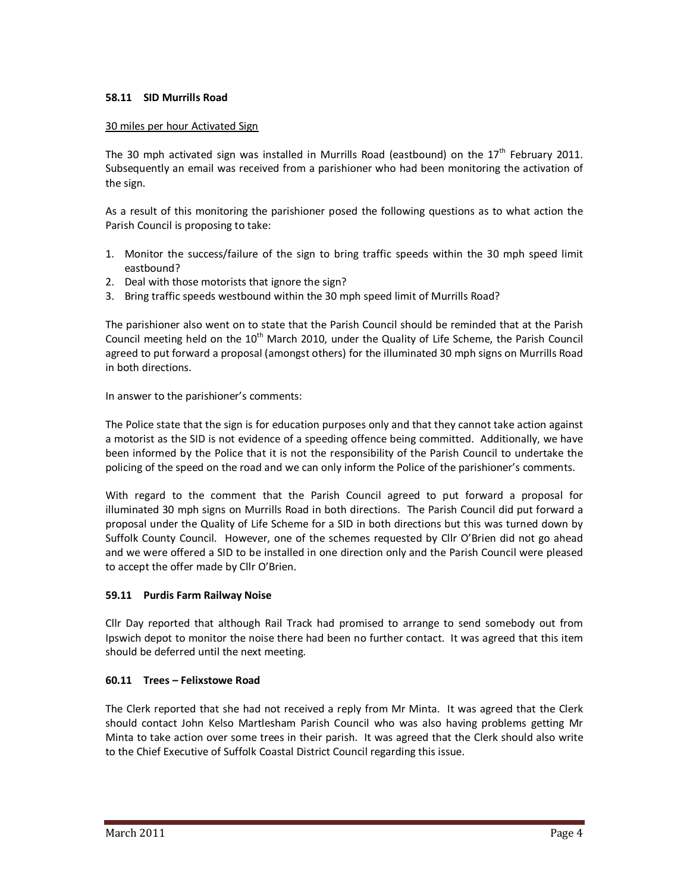**58.11 SID Murrills Road**

30 miles per hour Activated Sign

The 30 mph activated sign was installed in Murrills Road (eastbound) on the 17th February 2011. Subsequently an email was received from a parishioner who had been monitoring the activation of the sign.

As a result of this monitoring the parishioner posed the following questions as to what action the Parish Council is proposing to take:

1. Monitor the success/failure of the sign to bring traffic speeds within the 30 mph speed limit eastbound?
2. Deal with those motorists that ignore the sign?
3. Bring traffic speeds westbound within the 30 mph speed limit of Murrills Road?

The parishioner also went on to state that the Parish Council should be reminded that at the Parish Council meeting held on the 10th March 2010, under the Quality of Life Scheme, the Parish Council agreed to put forward a proposal (amongst others) for the illuminated 30 mph signs on Murrills Road in both directions.

In answer to the parishioner's comments:

The Police state that the sign is for education purposes only and that they cannot take action against a motorist as the SID is not evidence of a speeding offence being committed. Additionally, we have been informed by the Police that it is not the responsibility of the Parish Council to undertake the policing of the speed on the road and we can only inform the Police of the parishioner's comments.

With regard to the comment that the Parish Council agreed to put forward a proposal for illuminated 30 mph signs on Murrills Road in both directions. The Parish Council did put forward a proposal under the Quality of Life Scheme for a SID in both directions but this was turned down by Suffolk County Council. However, one of the schemes requested by Cllr O'Brien did not go ahead and we were offered a SID to be installed in one direction only and the Parish Council were pleased to accept the offer made by Cllr O'Brien.

**59.11 Purdis Farm Railway Noise**

Cllr Day reported that although Rail Track had promised to arrange to send somebody out from Ipswich depot to monitor the noise there had been no further contact. It was agreed that this item should be deferred until the next meeting.

**60.11 Trees – Felixstowe Road**

The Clerk reported that she had not received a reply from Mr Minta. It was agreed that the Clerk should contact John Kelso Martlesham Parish Council who was also having problems getting Mr Minta to take action over some trees in their parish. It was agreed that the Clerk should also write to the Chief Executive of Suffolk Coastal District Council regarding this issue.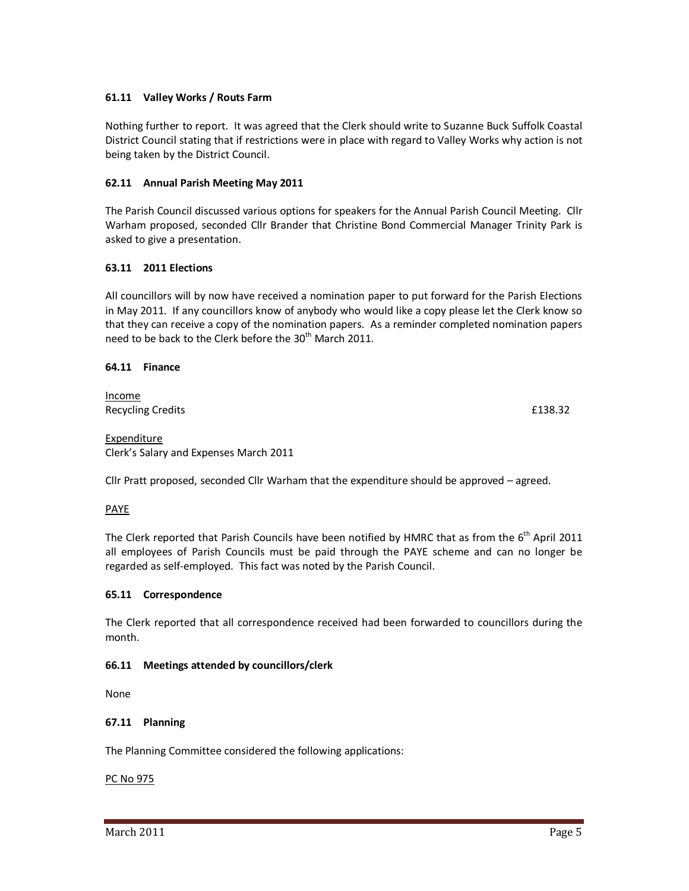**61.11 Valley Works / Routs Farm**

Nothing further to report. It was agreed that the Clerk should write to Suzanne Buck Suffolk Coastal District Council stating that if restrictions were in place with regard to Valley Works why action is not being taken by the District Council.

**62.11 Annual Parish Meeting May 2011**

The Parish Council discussed various options for speakers for the Annual Parish Council Meeting. Cllr Warham proposed, seconded Cllr Brander that Christine Bond Commercial Manager Trinity Park is asked to give a presentation.

**63.11 2011 Elections**

All councillors will by now have received a nomination paper to put forward for the Parish Elections in May 2011. If any councillors know of anybody who would like a copy please let the Clerk know so that they can receive a copy of the nomination papers. As a reminder completed nomination papers need to be back to the Clerk before the 30th March 2011.

**64.11 Finance**

Income
Recycling Credits £138.32

Expenditure
Clerk's Salary and Expenses March 2011

Cllr Pratt proposed, seconded Cllr Warham that the expenditure should be approved – agreed.

PAYE

The Clerk reported that Parish Councils have been notified by HMRC that as from the 6th April 2011 all employees of Parish Councils must be paid through the PAYE scheme and can no longer be regarded as self-employed. This fact was noted by the Parish Council.

**65.11 Correspondence**

The Clerk reported that all correspondence received had been forwarded to councillors during the month.

**66.11 Meetings attended by councillors/clerk**

None

**67.11 Planning**

The Planning Committee considered the following applications:

PC No 975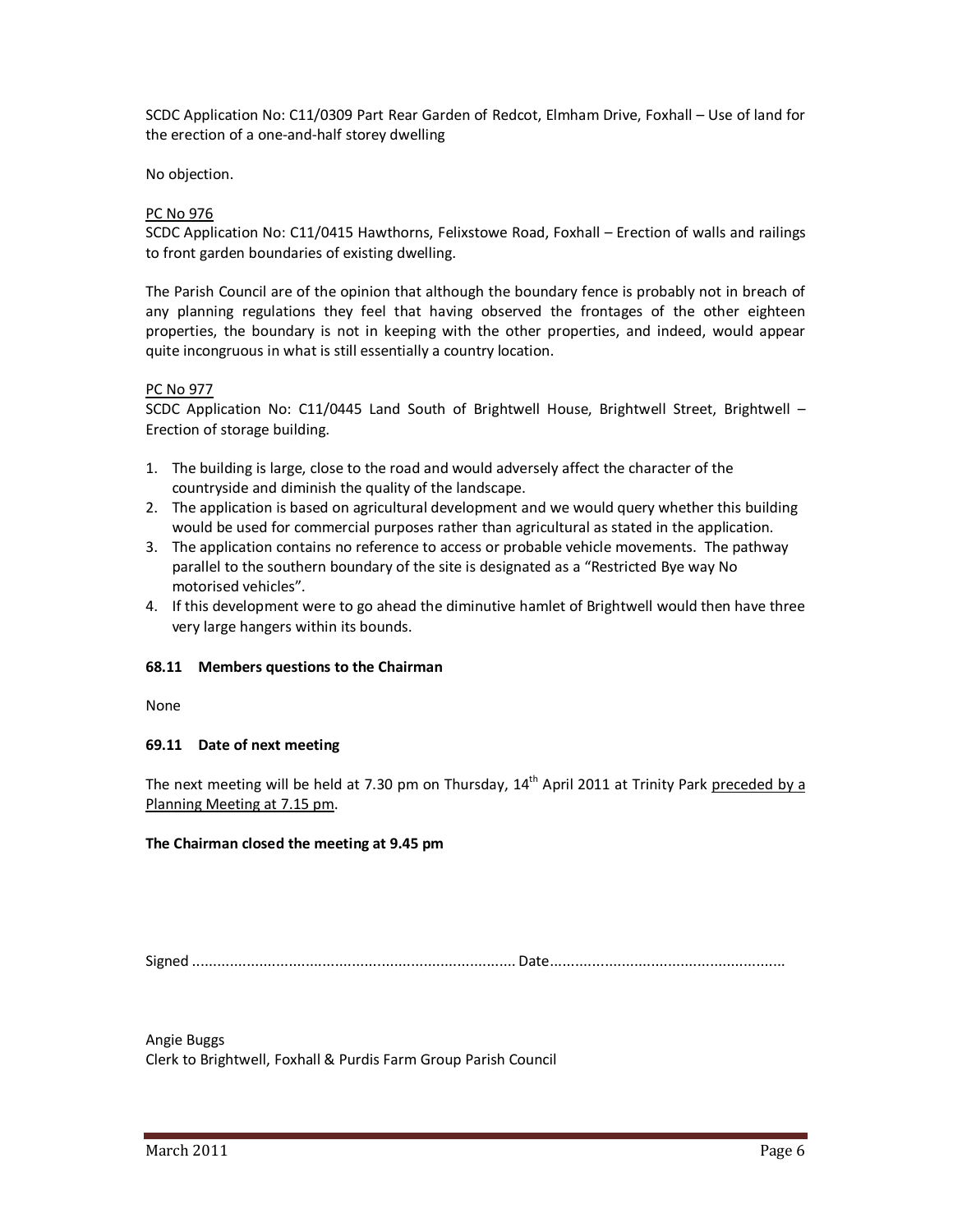SCDC Application No: C11/0309 Part Rear Garden of Redcot, Elmham Drive, Foxhall – Use of land for the erection of a one-and-half storey dwelling

No objection.

PC No 976

SCDC Application No: C11/0415 Hawthorns, Felixstowe Road, Foxhall – Erection of walls and railings to front garden boundaries of existing dwelling.

The Parish Council are of the opinion that although the boundary fence is probably not in breach of any planning regulations they feel that having observed the frontages of the other eighteen properties, the boundary is not in keeping with the other properties, and indeed, would appear quite incongruous in what is still essentially a country location.

PC No 977

SCDC Application No: C11/0445 Land South of Brightwell House, Brightwell Street, Brightwell – Erection of storage building.

1. The building is large, close to the road and would adversely affect the character of the countryside and diminish the quality of the landscape.
2. The application is based on agricultural development and we would query whether this building would be used for commercial purposes rather than agricultural as stated in the application.
3. The application contains no reference to access or probable vehicle movements. The pathway parallel to the southern boundary of the site is designated as a "Restricted Bye way No motorised vehicles".
4. If this development were to go ahead the diminutive hamlet of Brightwell would then have three very large hangers within its bounds.

**68.11 Members questions to the Chairman**

None

**69.11 Date of next meeting**

The next meeting will be held at 7.30 pm on Thursday, 14th April 2011 at Trinity Park preceded by a Planning Meeting at 7.15 pm.

**The Chairman closed the meeting at 9.45 pm**

Signed ............................................................................ Date........................................................

Angie Buggs
Clerk to Brightwell, Foxhall & Purdis Farm Group Parish Council